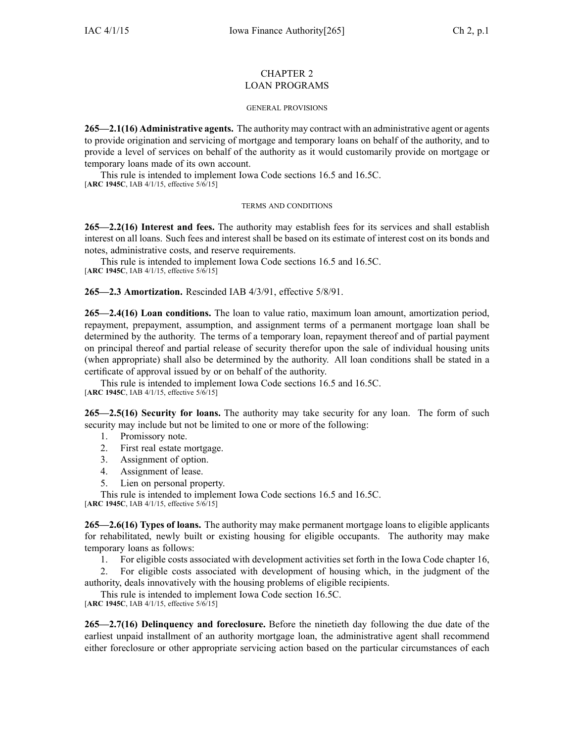# CHAPTER 2
# LOAN PROGRAMS

## GENERAL PROVISIONS

**265—2.1(16) Administrative agents.** The authority may contract with an administrative agent or agents to provide origination and servicing of mortgage and temporary loans on behalf of the authority, and to provide a level of services on behalf of the authority as it would customarily provide on mortgage or temporary loans made of its own account.

This rule is intended to implement Iowa Code sections 16.5 and 16.5C.
[**ARC 1945C**, IAB 4/1/15, effective 5/6/15]

## TERMS AND CONDITIONS

**265—2.2(16) Interest and fees.** The authority may establish fees for its services and shall establish interest on all loans. Such fees and interest shall be based on its estimate of interest cost on its bonds and notes, administrative costs, and reserve requirements.

This rule is intended to implement Iowa Code sections 16.5 and 16.5C.
[**ARC 1945C**, IAB 4/1/15, effective 5/6/15]

**265—2.3 Amortization.** Rescinded IAB 4/3/91, effective 5/8/91.

**265—2.4(16) Loan conditions.** The loan to value ratio, maximum loan amount, amortization period, repayment, prepayment, assumption, and assignment terms of a permanent mortgage loan shall be determined by the authority. The terms of a temporary loan, repayment thereof and of partial payment on principal thereof and partial release of security therefor upon the sale of individual housing units (when appropriate) shall also be determined by the authority. All loan conditions shall be stated in a certificate of approval issued by or on behalf of the authority.

This rule is intended to implement Iowa Code sections 16.5 and 16.5C.
[**ARC 1945C**, IAB 4/1/15, effective 5/6/15]

**265—2.5(16) Security for loans.** The authority may take security for any loan. The form of such security may include but not be limited to one or more of the following:

1. Promissory note.
2. First real estate mortgage.
3. Assignment of option.
4. Assignment of lease.
5. Lien on personal property.

This rule is intended to implement Iowa Code sections 16.5 and 16.5C.
[**ARC 1945C**, IAB 4/1/15, effective 5/6/15]

**265—2.6(16) Types of loans.** The authority may make permanent mortgage loans to eligible applicants for rehabilitated, newly built or existing housing for eligible occupants. The authority may make temporary loans as follows:

1. For eligible costs associated with development activities set forth in the Iowa Code chapter 16,
2. For eligible costs associated with development of housing which, in the judgment of the authority, deals innovatively with the housing problems of eligible recipients.

This rule is intended to implement Iowa Code section 16.5C.
[**ARC 1945C**, IAB 4/1/15, effective 5/6/15]

**265—2.7(16) Delinquency and foreclosure.** Before the ninetieth day following the due date of the earliest unpaid installment of an authority mortgage loan, the administrative agent shall recommend either foreclosure or other appropriate servicing action based on the particular circumstances of each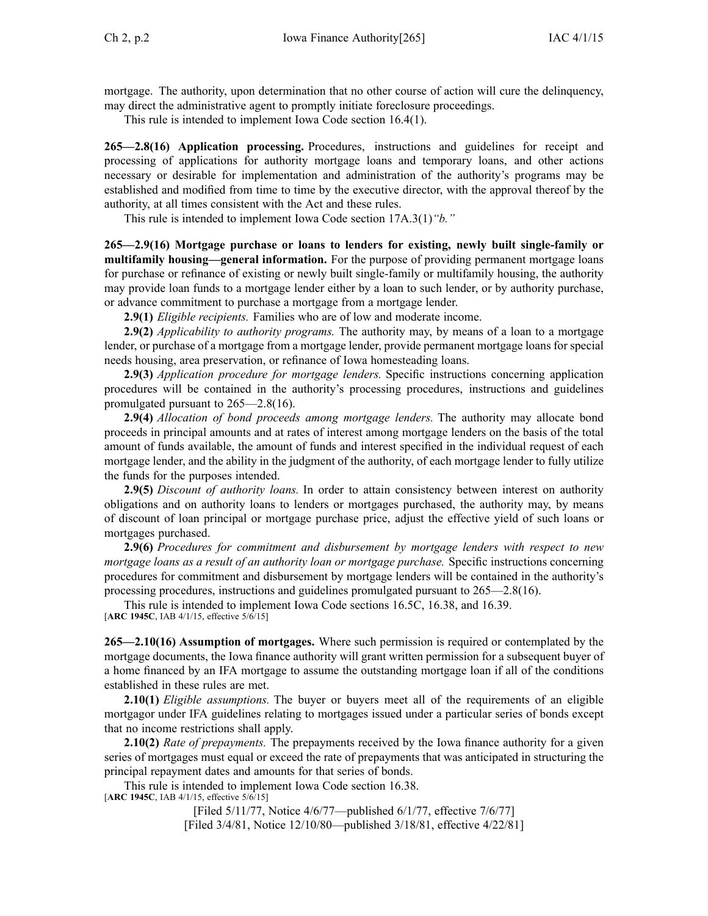mortgage. The authority, upon determination that no other course of action will cure the delinquency, may direct the administrative agent to promptly initiate foreclosure proceedings.

This rule is intended to implement Iowa Code section 16.4(1).

**265—2.8(16) Application processing.** Procedures, instructions and guidelines for receipt and processing of applications for authority mortgage loans and temporary loans, and other actions necessary or desirable for implementation and administration of the authority's programs may be established and modified from time to time by the executive director, with the approval thereof by the authority, at all times consistent with the Act and these rules.

This rule is intended to implement Iowa Code section 17A.3(1)*"b."*

**265—2.9(16) Mortgage purchase or loans to lenders for existing, newly built single-family or multifamily housing—general information.** For the purpose of providing permanent mortgage loans for purchase or refinance of existing or newly built single-family or multifamily housing, the authority may provide loan funds to a mortgage lender either by a loan to such lender, or by authority purchase, or advance commitment to purchase a mortgage from a mortgage lender.

**2.9(1)** *Eligible recipients.* Families who are of low and moderate income.

**2.9(2)** *Applicability to authority programs.* The authority may, by means of a loan to a mortgage lender, or purchase of a mortgage from a mortgage lender, provide permanent mortgage loans for special needs housing, area preservation, or refinance of Iowa homesteading loans.

**2.9(3)** *Application procedure for mortgage lenders.* Specific instructions concerning application procedures will be contained in the authority's processing procedures, instructions and guidelines promulgated pursuant to 265—2.8(16).

**2.9(4)** *Allocation of bond proceeds among mortgage lenders.* The authority may allocate bond proceeds in principal amounts and at rates of interest among mortgage lenders on the basis of the total amount of funds available, the amount of funds and interest specified in the individual request of each mortgage lender, and the ability in the judgment of the authority, of each mortgage lender to fully utilize the funds for the purposes intended.

**2.9(5)** *Discount of authority loans.* In order to attain consistency between interest on authority obligations and on authority loans to lenders or mortgages purchased, the authority may, by means of discount of loan principal or mortgage purchase price, adjust the effective yield of such loans or mortgages purchased.

**2.9(6)** *Procedures for commitment and disbursement by mortgage lenders with respect to new mortgage loans as a result of an authority loan or mortgage purchase.* Specific instructions concerning procedures for commitment and disbursement by mortgage lenders will be contained in the authority's processing procedures, instructions and guidelines promulgated pursuant to 265—2.8(16).

This rule is intended to implement Iowa Code sections 16.5C, 16.38, and 16.39.
[**ARC 1945C**, IAB 4/1/15, effective 5/6/15]

**265—2.10(16) Assumption of mortgages.** Where such permission is required or contemplated by the mortgage documents, the Iowa finance authority will grant written permission for a subsequent buyer of a home financed by an IFA mortgage to assume the outstanding mortgage loan if all of the conditions established in these rules are met.

**2.10(1)** *Eligible assumptions.* The buyer or buyers meet all of the requirements of an eligible mortgagor under IFA guidelines relating to mortgages issued under a particular series of bonds except that no income restrictions shall apply.

**2.10(2)** *Rate of prepayments.* The prepayments received by the Iowa finance authority for a given series of mortgages must equal or exceed the rate of prepayments that was anticipated in structuring the principal repayment dates and amounts for that series of bonds.

This rule is intended to implement Iowa Code section 16.38.
[**ARC 1945C**, IAB 4/1/15, effective 5/6/15]

[Filed 5/11/77, Notice 4/6/77—published 6/1/77, effective 7/6/77]
[Filed 3/4/81, Notice 12/10/80—published 3/18/81, effective 4/22/81]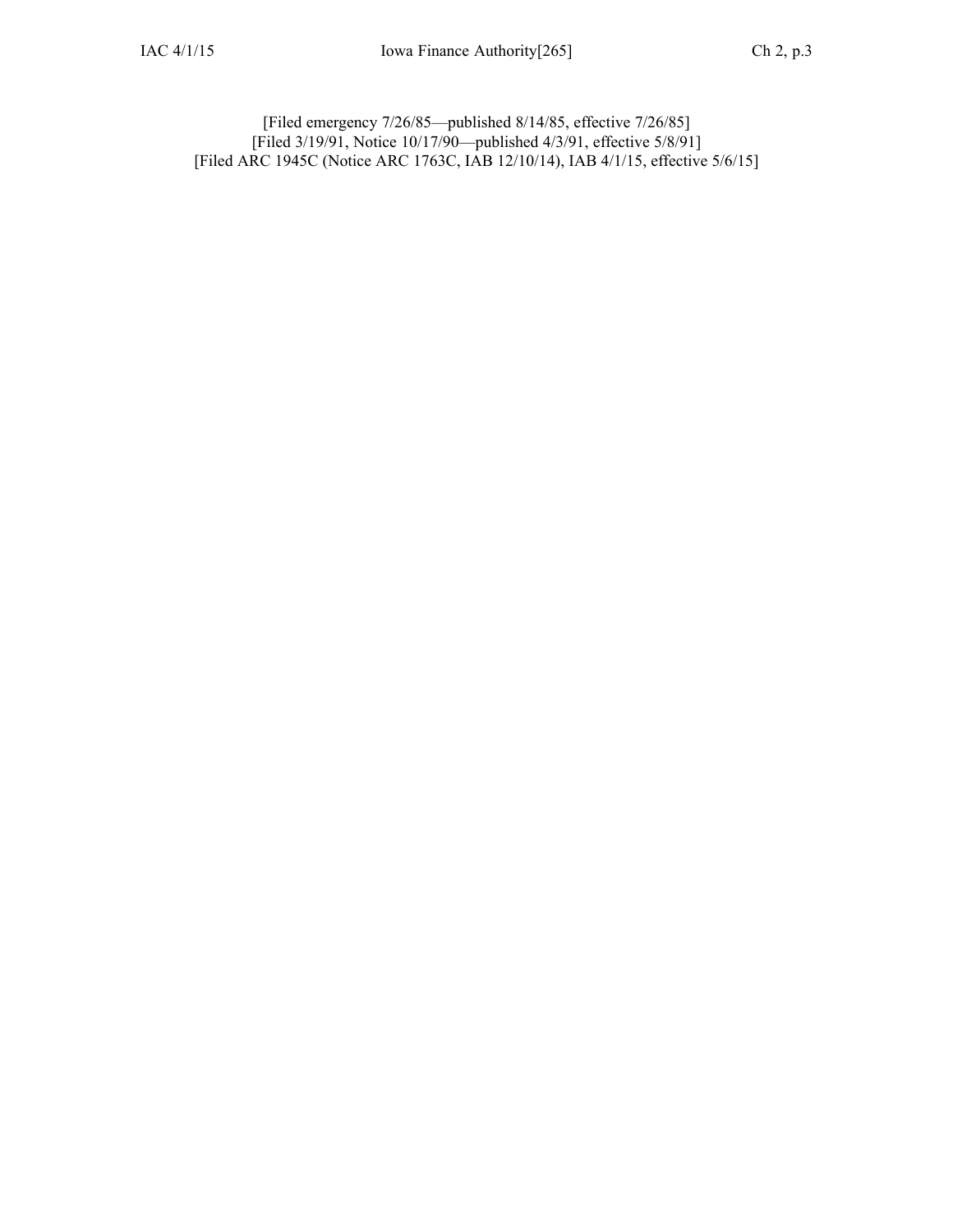[Filed emergency 7/26/85—published 8/14/85, effective 7/26/85]
[Filed 3/19/91, Notice 10/17/90—published 4/3/91, effective 5/8/91]
[Filed ARC 1945C (Notice ARC 1763C, IAB 12/10/14), IAB 4/1/15, effective 5/6/15]